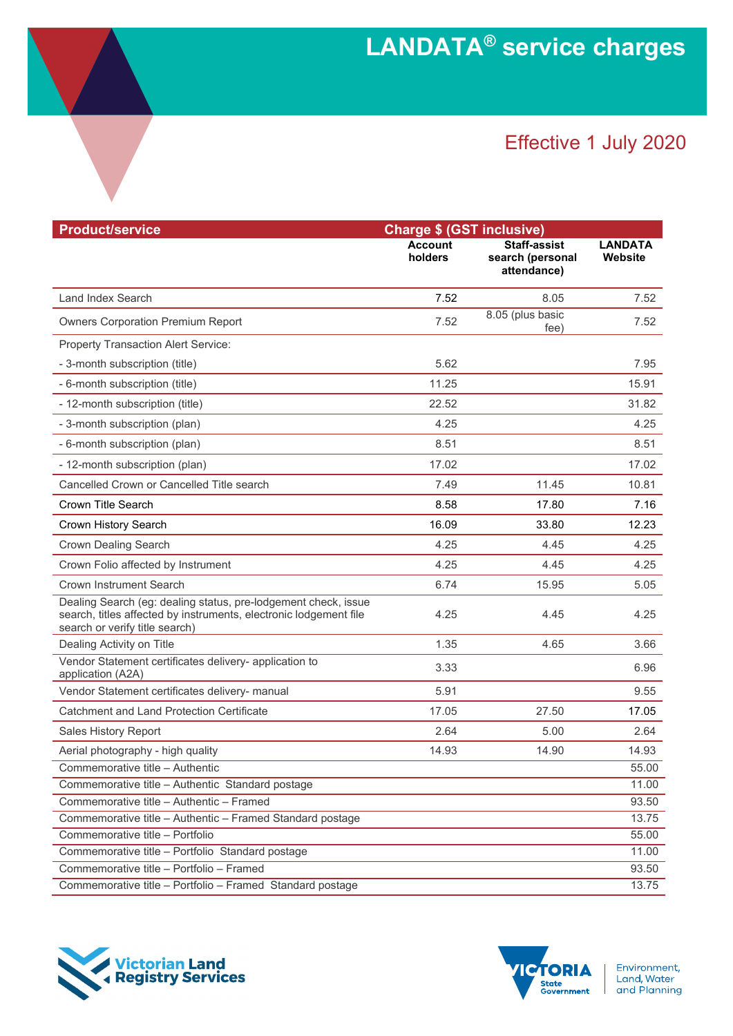# LANDATA® service charges

## Effective 1 July 2020

| Product/service | Charge $ (GST inclusive) | | |
|---|---|---|---|
| | Account holders | Staff-assist search (personal attendance) | LANDATA Website |
| Land Index Search | 7.52 | 8.05 | 7.52 |
| Owners Corporation Premium Report | 7.52 | 8.05 (plus basic fee) | 7.52 |
| Property Transaction Alert Service: | | | |
| - 3-month subscription (title) | 5.62 | | 7.95 |
| - 6-month subscription (title) | 11.25 | | 15.91 |
| - 12-month subscription (title) | 22.52 | | 31.82 |
| - 3-month subscription (plan) | 4.25 | | 4.25 |
| - 6-month subscription (plan) | 8.51 | | 8.51 |
| - 12-month subscription (plan) | 17.02 | | 17.02 |
| Cancelled Crown or Cancelled Title search | 7.49 | 11.45 | 10.81 |
| Crown Title Search | 8.58 | 17.80 | 7.16 |
| Crown History Search | 16.09 | 33.80 | 12.23 |
| Crown Dealing Search | 4.25 | 4.45 | 4.25 |
| Crown Folio affected by Instrument | 4.25 | 4.45 | 4.25 |
| Crown Instrument Search | 6.74 | 15.95 | 5.05 |
| Dealing Search (eg: dealing status, pre-lodgement check, issue search, titles affected by instruments, electronic lodgement file search or verify title search) | 4.25 | 4.45 | 4.25 |
| Dealing Activity on Title | 1.35 | 4.65 | 3.66 |
| Vendor Statement certificates delivery- application to application (A2A) | 3.33 | | 6.96 |
| Vendor Statement certificates delivery- manual | 5.91 | | 9.55 |
| Catchment and Land Protection Certificate | 17.05 | 27.50 | 17.05 |
| Sales History Report | 2.64 | 5.00 | 2.64 |
| Aerial photography - high quality | 14.93 | 14.90 | 14.93 |
| Commemorative title – Authentic | | | 55.00 |
| Commemorative title – Authentic Standard postage | | | 11.00 |
| Commemorative title – Authentic – Framed | | | 93.50 |
| Commemorative title – Authentic – Framed Standard postage | | | 13.75 |
| Commemorative title – Portfolio | | | 55.00 |
| Commemorative title – Portfolio Standard postage | | | 11.00 |
| Commemorative title – Portfolio – Framed | | | 93.50 |
| Commemorative title – Portfolio – Framed Standard postage | | | 13.75 |

Victorian Land Registry Services

VICTORIA State Government | Environment, Land, Water and Planning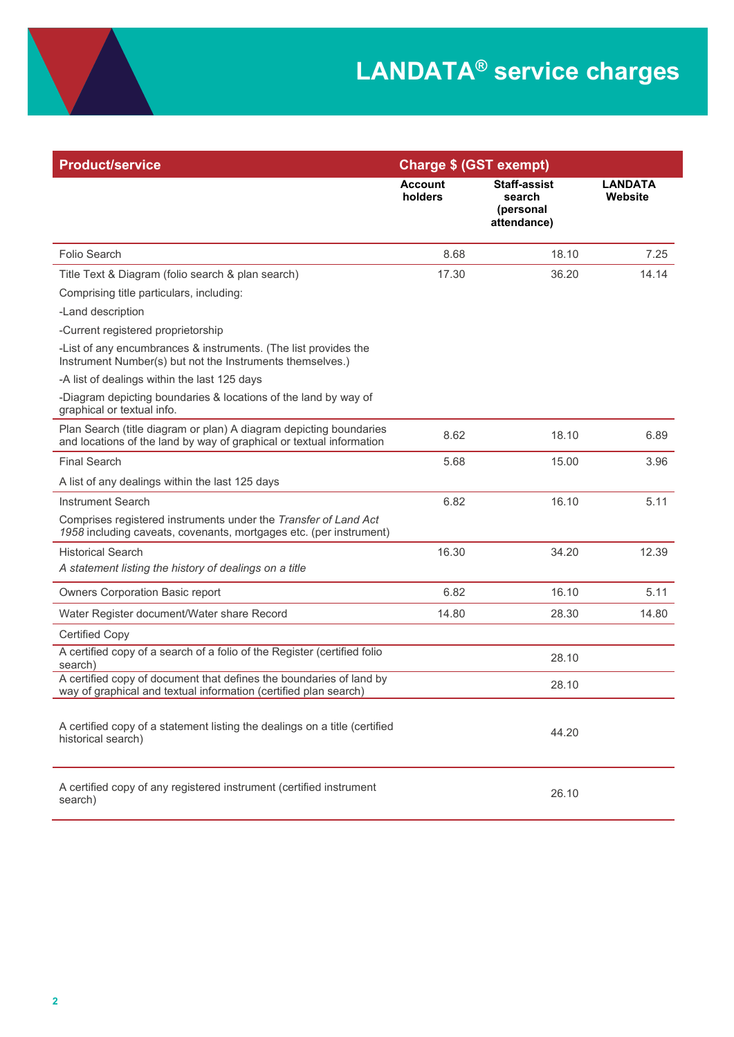# LANDATA® service charges

| Product/service | Charge $ (GST exempt) | | |
|---|---|---|---|
| | **Account holders** | **Staff-assist search (personal attendance)** | **LANDATA Website** |
| Folio Search | 8.68 | 18.10 | 7.25 |
| Title Text & Diagram (folio search & plan search)<br>Comprising title particulars, including:<br>-Land description<br>-Current registered proprietorship<br>-List of any encumbrances & instruments. (The list provides the Instrument Number(s) but not the Instruments themselves.)<br>-A list of dealings within the last 125 days<br>-Diagram depicting boundaries & locations of the land by way of graphical or textual info. | 17.30 | 36.20 | 14.14 |
| Plan Search (title diagram or plan) A diagram depicting boundaries and locations of the land by way of graphical or textual information | 8.62 | 18.10 | 6.89 |
| Final Search<br>A list of any dealings within the last 125 days | 5.68 | 15.00 | 3.96 |
| Instrument Search<br>Comprises registered instruments under the *Transfer of Land Act 1958* including caveats, covenants, mortgages etc. (per instrument) | 6.82 | 16.10 | 5.11 |
| Historical Search<br>*A statement listing the history of dealings on a title* | 16.30 | 34.20 | 12.39 |
| Owners Corporation Basic report | 6.82 | 16.10 | 5.11 |
| Water Register document/Water share Record | 14.80 | 28.30 | 14.80 |
| Certified Copy | | | |
| A certified copy of a search of a folio of the Register (certified folio search) | | 28.10 | |
| A certified copy of document that defines the boundaries of land by way of graphical and textual information (certified plan search) | | 28.10 | |
| A certified copy of a statement listing the dealings on a title (certified historical search) | | 44.20 | |
| A certified copy of any registered instrument (certified instrument search) | | 26.10 | |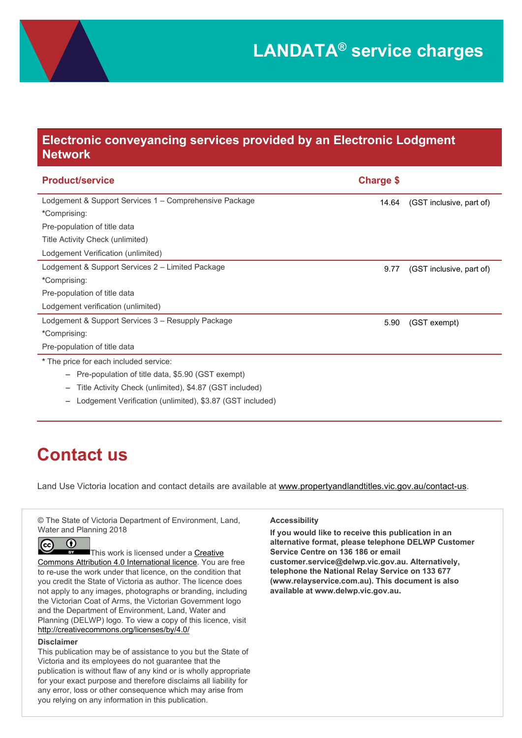# LANDATA® service charges

## Electronic conveyancing services provided by an Electronic Lodgment Network

| Product/service | Charge $ | |
|---|---|---|
| Lodgement & Support Services 1 – Comprehensive Package<br>*Comprising:<br>Pre-population of title data<br>Title Activity Check (unlimited)<br>Lodgement Verification (unlimited) | 14.64 | (GST inclusive, part of) |
| Lodgement & Support Services 2 – Limited Package<br>*Comprising:<br>Pre-population of title data<br>Lodgement verification (unlimited) | 9.77 | (GST inclusive, part of) |
| Lodgement & Support Services 3 – Resupply Package<br>*Comprising:<br>Pre-population of title data | 5.90 | (GST exempt) |

* The price for each included service:
  - Pre-population of title data, $5.90 (GST exempt)
  - Title Activity Check (unlimited), $4.87 (GST included)
  - Lodgement Verification (unlimited), $3.87 (GST included)

# Contact us

Land Use Victoria location and contact details are available at www.propertyandlandtitles.vic.gov.au/contact-us.

© The State of Victoria Department of Environment, Land, Water and Planning 2018

This work is licensed under a Creative Commons Attribution 4.0 International licence. You are free to re-use the work under that licence, on the condition that you credit the State of Victoria as author. The licence does not apply to any images, photographs or branding, including the Victorian Coat of Arms, the Victorian Government logo and the Department of Environment, Land, Water and Planning (DELWP) logo. To view a copy of this licence, visit http://creativecommons.org/licenses/by/4.0/

**Disclaimer**

This publication may be of assistance to you but the State of Victoria and its employees do not guarantee that the publication is without flaw of any kind or is wholly appropriate for your exact purpose and therefore disclaims all liability for any error, loss or other consequence which may arise from you relying on any information in this publication.

**Accessibility**

**If you would like to receive this publication in an alternative format, please telephone DELWP Customer Service Centre on 136 186 or email customer.service@delwp.vic.gov.au. Alternatively, telephone the National Relay Service on 133 677 (www.relayservice.com.au). This document is also available at www.delwp.vic.gov.au.**